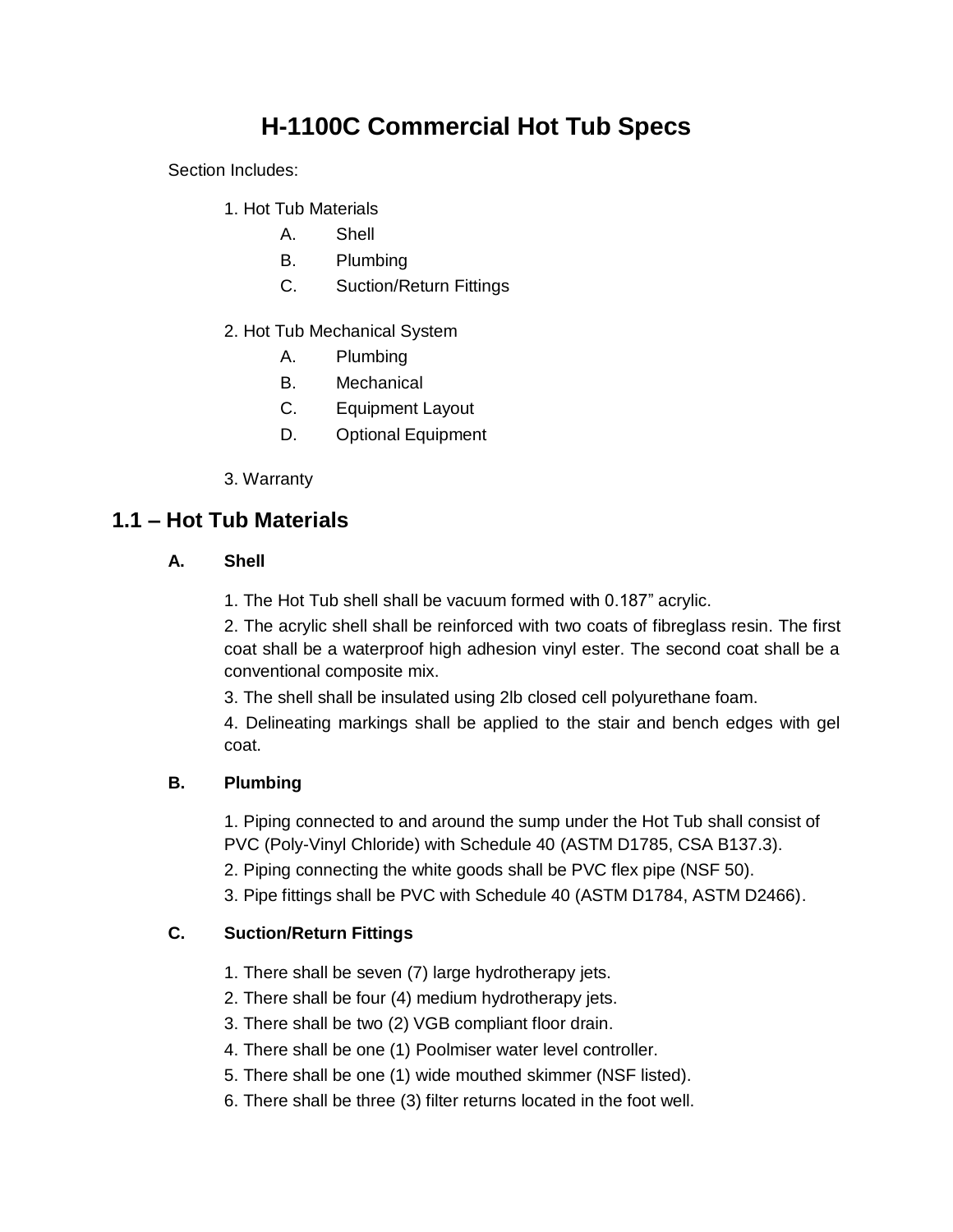# H-1100C Commercial Hot Tub Specs

Section Includes:

1. Hot Tub Materials
   - A. Shell
   - B. Plumbing
   - C. Suction/Return Fittings

2. Hot Tub Mechanical System
   - A. Plumbing
   - B. Mechanical
   - C. Equipment Layout
   - D. Optional Equipment

3. Warranty

## 1.1 – Hot Tub Materials

### A. Shell

1. The Hot Tub shell shall be vacuum formed with 0.187" acrylic.
2. The acrylic shell shall be reinforced with two coats of fibreglass resin. The first coat shall be a waterproof high adhesion vinyl ester. The second coat shall be a conventional composite mix.
3. The shell shall be insulated using 2lb closed cell polyurethane foam.
4. Delineating markings shall be applied to the stair and bench edges with gel coat.

### B. Plumbing

1. Piping connected to and around the sump under the Hot Tub shall consist of PVC (Poly-Vinyl Chloride) with Schedule 40 (ASTM D1785, CSA B137.3).
2. Piping connecting the white goods shall be PVC flex pipe (NSF 50).
3. Pipe fittings shall be PVC with Schedule 40 (ASTM D1784, ASTM D2466).

### C. Suction/Return Fittings

1. There shall be seven (7) large hydrotherapy jets.
2. There shall be four (4) medium hydrotherapy jets.
3. There shall be two (2) VGB compliant floor drain.
4. There shall be one (1) Poolmiser water level controller.
5. There shall be one (1) wide mouthed skimmer (NSF listed).
6. There shall be three (3) filter returns located in the foot well.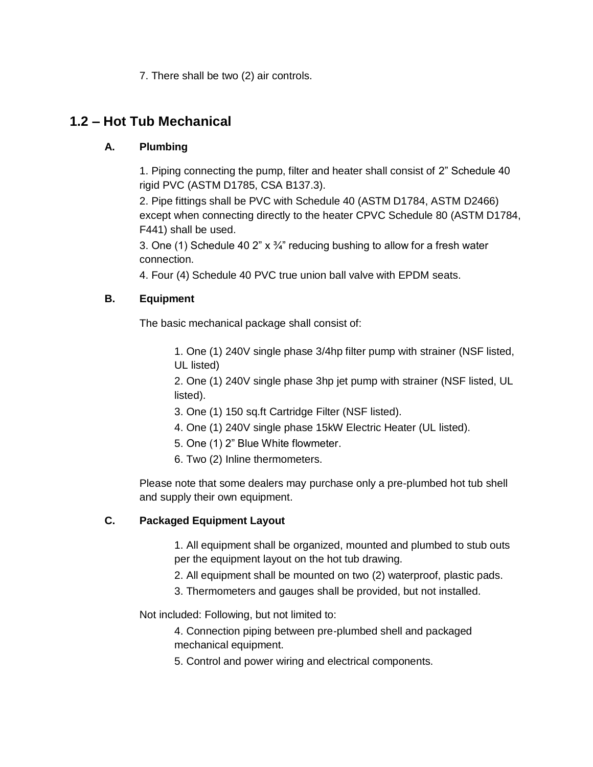7. There shall be two (2) air controls.

## 1.2 – Hot Tub Mechanical

### A. Plumbing

1. Piping connecting the pump, filter and heater shall consist of 2” Schedule 40 rigid PVC (ASTM D1785, CSA B137.3).
2. Pipe fittings shall be PVC with Schedule 40 (ASTM D1784, ASTM D2466) except when connecting directly to the heater CPVC Schedule 80 (ASTM D1784, F441) shall be used.
3. One (1) Schedule 40 2” x ¾” reducing bushing to allow for a fresh water connection.
4. Four (4) Schedule 40 PVC true union ball valve with EPDM seats.

### B. Equipment

The basic mechanical package shall consist of:

1. One (1) 240V single phase 3/4hp filter pump with strainer (NSF listed, UL listed)
2. One (1) 240V single phase 3hp jet pump with strainer (NSF listed, UL listed).
3. One (1) 150 sq.ft Cartridge Filter (NSF listed).
4. One (1) 240V single phase 15kW Electric Heater (UL listed).
5. One (1) 2” Blue White flowmeter.
6. Two (2) Inline thermometers.

Please note that some dealers may purchase only a pre-plumbed hot tub shell and supply their own equipment.

### C. Packaged Equipment Layout

1. All equipment shall be organized, mounted and plumbed to stub outs per the equipment layout on the hot tub drawing.
2. All equipment shall be mounted on two (2) waterproof, plastic pads.
3. Thermometers and gauges shall be provided, but not installed.

Not included: Following, but not limited to:

4. Connection piping between pre-plumbed shell and packaged mechanical equipment.
5. Control and power wiring and electrical components.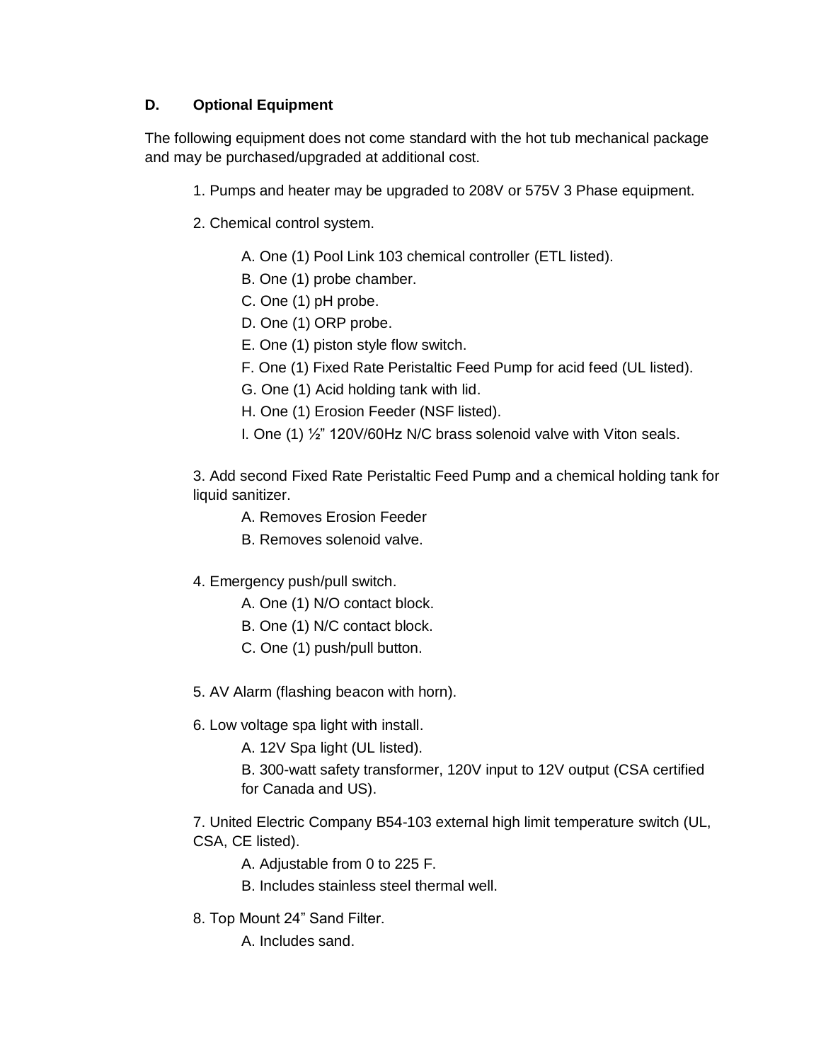### D. Optional Equipment

The following equipment does not come standard with the hot tub mechanical package and may be purchased/upgraded at additional cost.

1. Pumps and heater may be upgraded to 208V or 575V 3 Phase equipment.

2. Chemical control system.

   A. One (1) Pool Link 103 chemical controller (ETL listed).
   B. One (1) probe chamber.
   C. One (1) pH probe.
   D. One (1) ORP probe.
   E. One (1) piston style flow switch.
   F. One (1) Fixed Rate Peristaltic Feed Pump for acid feed (UL listed).
   G. One (1) Acid holding tank with lid.
   H. One (1) Erosion Feeder (NSF listed).
   I. One (1) ½" 120V/60Hz N/C brass solenoid valve with Viton seals.

3. Add second Fixed Rate Peristaltic Feed Pump and a chemical holding tank for liquid sanitizer.

   A. Removes Erosion Feeder
   B. Removes solenoid valve.

4. Emergency push/pull switch.

   A. One (1) N/O contact block.
   B. One (1) N/C contact block.
   C. One (1) push/pull button.

5. AV Alarm (flashing beacon with horn).

6. Low voltage spa light with install.

   A. 12V Spa light (UL listed).
   B. 300-watt safety transformer, 120V input to 12V output (CSA certified for Canada and US).

7. United Electric Company B54-103 external high limit temperature switch (UL, CSA, CE listed).

   A. Adjustable from 0 to 225 F.
   B. Includes stainless steel thermal well.

8. Top Mount 24" Sand Filter.

   A. Includes sand.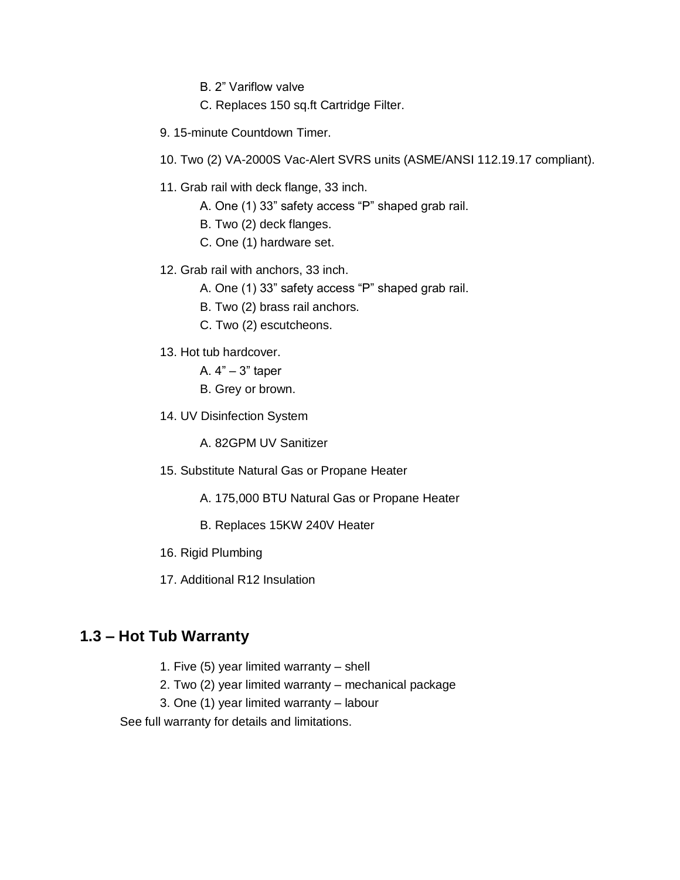B. 2” Variflow valve

C. Replaces 150 sq.ft Cartridge Filter.

9. 15-minute Countdown Timer.

10. Two (2) VA-2000S Vac-Alert SVRS units (ASME/ANSI 112.19.17 compliant).

11. Grab rail with deck flange, 33 inch.
    A. One (1) 33” safety access “P” shaped grab rail.
    B. Two (2) deck flanges.
    C. One (1) hardware set.

12. Grab rail with anchors, 33 inch.
    A. One (1) 33” safety access “P” shaped grab rail.
    B. Two (2) brass rail anchors.
    C. Two (2) escutcheons.

13. Hot tub hardcover.
    A. 4” – 3” taper
    B. Grey or brown.

14. UV Disinfection System
    A. 82GPM UV Sanitizer

15. Substitute Natural Gas or Propane Heater
    A. 175,000 BTU Natural Gas or Propane Heater
    B. Replaces 15KW 240V Heater

16. Rigid Plumbing

17. Additional R12 Insulation

## 1.3 – Hot Tub Warranty

1. Five (5) year limited warranty – shell
2. Two (2) year limited warranty – mechanical package
3. One (1) year limited warranty – labour

See full warranty for details and limitations.